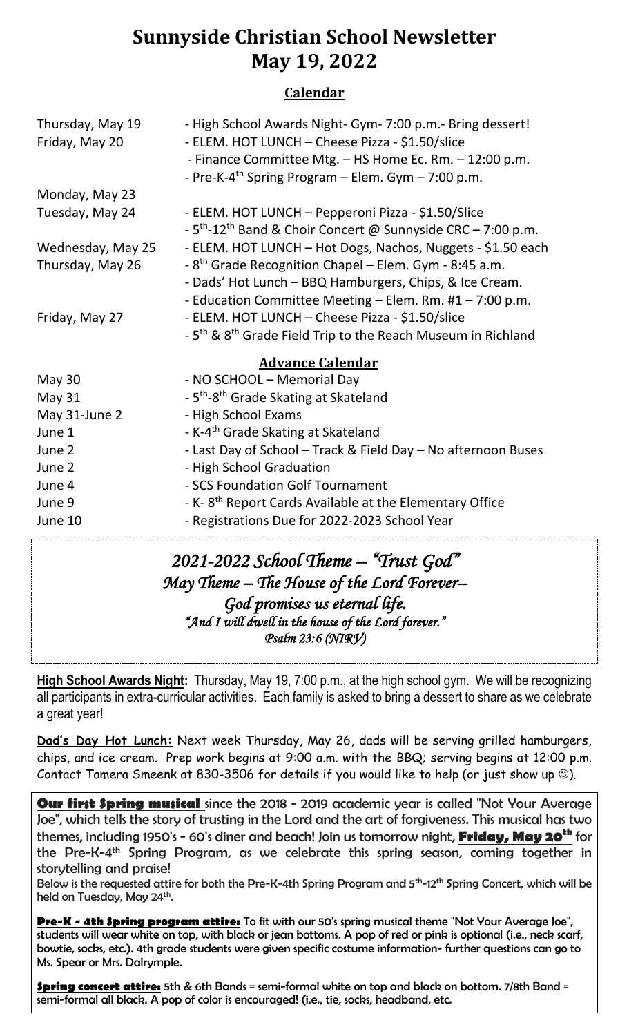# Sunnyside Christian School Newsletter
# May 19, 2022

## Calendar

| | |
|---|---|
| Thursday, May 19 | - High School Awards Night- Gym- 7:00 p.m.- Bring dessert! |
| Friday, May 20 | - ELEM. HOT LUNCH – Cheese Pizza - $1.50/slice |
| | - Finance Committee Mtg. – HS Home Ec. Rm. – 12:00 p.m. |
| | - Pre-K-4th Spring Program – Elem. Gym – 7:00 p.m. |
| Monday, May 23 | |
| Tuesday, May 24 | - ELEM. HOT LUNCH – Pepperoni Pizza - $1.50/Slice |
| | - 5th-12th Band & Choir Concert @ Sunnyside CRC – 7:00 p.m. |
| Wednesday, May 25 | - ELEM. HOT LUNCH – Hot Dogs, Nachos, Nuggets - $1.50 each |
| Thursday, May 26 | - 8th Grade Recognition Chapel – Elem. Gym - 8:45 a.m. |
| | - Dads' Hot Lunch – BBQ Hamburgers, Chips, & Ice Cream. |
| | - Education Committee Meeting – Elem. Rm. #1 – 7:00 p.m. |
| Friday, May 27 | - ELEM. HOT LUNCH – Cheese Pizza - $1.50/slice |
| | - 5th & 8th Grade Field Trip to the Reach Museum in Richland |

## Advance Calendar

| | |
|---|---|
| May 30 | - NO SCHOOL – Memorial Day |
| May 31 | - 5th-8th Grade Skating at Skateland |
| May 31-June 2 | - High School Exams |
| June 1 | - K-4th Grade Skating at Skateland |
| June 2 | - Last Day of School – Track & Field Day – No afternoon Buses |
| June 2 | - High School Graduation |
| June 4 | - SCS Foundation Golf Tournament |
| June 9 | - K- 8th Report Cards Available at the Elementary Office |
| June 10 | - Registrations Due for 2022-2023 School Year |

*2021-2022 School Theme – "Trust God"*
*May Theme – The House of the Lord Forever–*
*God promises us eternal life.*
*"And I will dwell in the house of the Lord forever."*
*Psalm 23:6 (NIRV)*

**High School Awards Night:** Thursday, May 19, 7:00 p.m., at the high school gym. We will be recognizing all participants in extra-curricular activities. Each family is asked to bring a dessert to share as we celebrate a great year!

**Dad's Day Hot Lunch:** Next week Thursday, May 26, dads will be serving grilled hamburgers, chips, and ice cream. Prep work begins at 9:00 a.m. with the BBQ; serving begins at 12:00 p.m. Contact Tamera Smeenk at 830-3506 for details if you would like to help (or just show up ☺).

**Our first Spring musical** since the 2018 - 2019 academic year is called "Not Your Average Joe", which tells the story of trusting in the Lord and the art of forgiveness. This musical has two themes, including 1950's - 60's diner and beach! Join us tomorrow night, **Friday, May 20th** for the Pre-K-4th Spring Program, as we celebrate this spring season, coming together in storytelling and praise!

Below is the requested attire for both the Pre-K-4th Spring Program and 5th-12th Spring Concert, which will be held on Tuesday, May 24th.

**Pre-K - 4th Spring program attire:** To fit with our 50's spring musical theme "Not Your Average Joe", students will wear white on top, with black or jean bottoms. A pop of red or pink is optional (i.e., neck scarf, bowtie, socks, etc.). 4th grade students were given specific costume information- further questions can go to Ms. Spear or Mrs. Dalrymple.

**Spring concert attire:** 5th & 6th Bands = semi-formal white on top and black on bottom. 7/8th Band = semi-formal all black. A pop of color is encouraged! (i.e., tie, socks, headband, etc.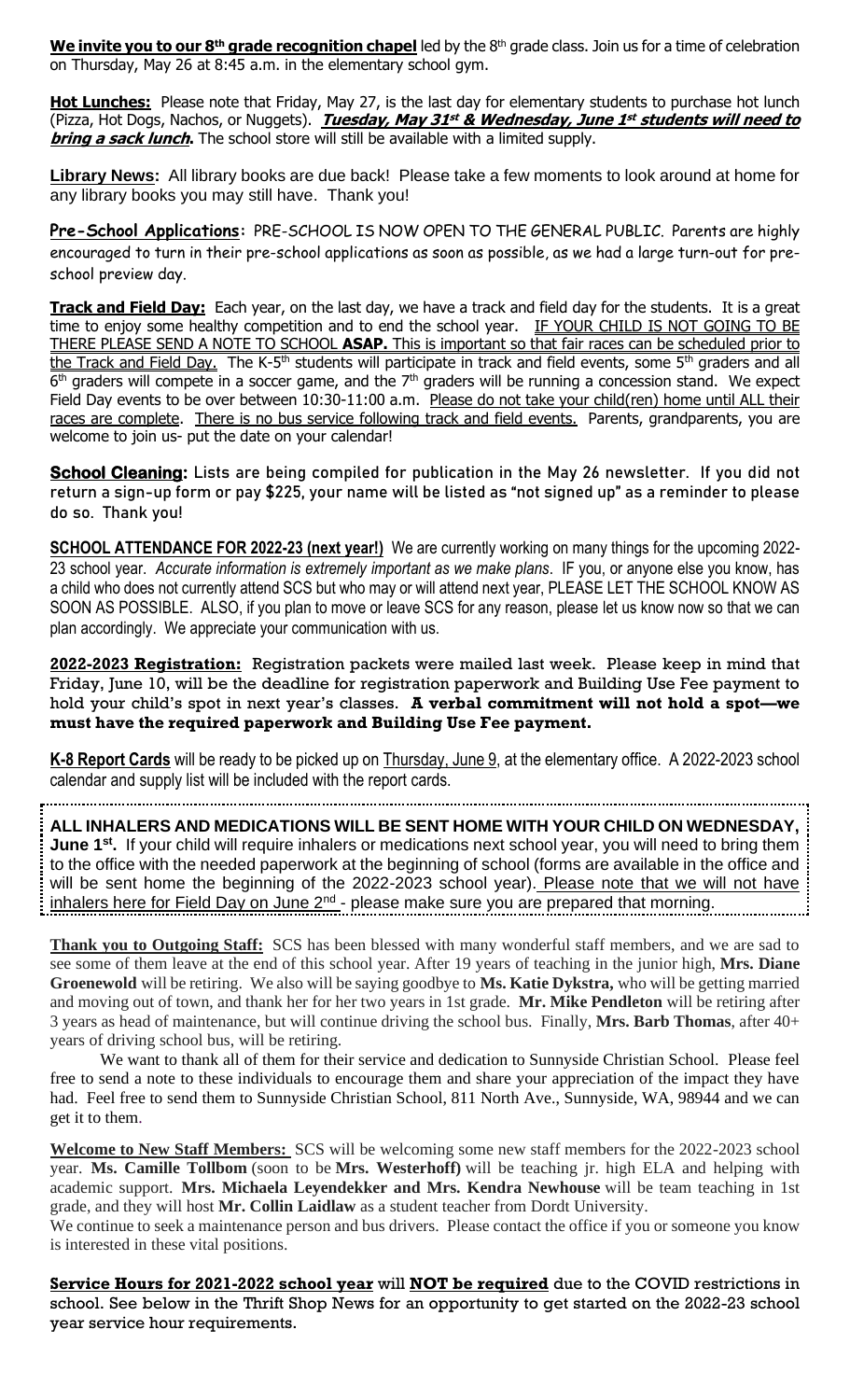**We invite you to our 8th grade recognition chapel** led by the 8th grade class. Join us for a time of celebration on Thursday, May 26 at 8:45 a.m. in the elementary school gym.

**Hot Lunches:** Please note that Friday, May 27, is the last day for elementary students to purchase hot lunch (Pizza, Hot Dogs, Nachos, or Nuggets). ***Tuesday, May 31st & Wednesday, June 1st students will need to bring a sack lunch.*** The school store will still be available with a limited supply.

**Library News:** All library books are due back! Please take a few moments to look around at home for any library books you may still have. Thank you!

**Pre-School Applications:** PRE-SCHOOL IS NOW OPEN TO THE GENERAL PUBLIC. Parents are highly encouraged to turn in their pre-school applications as soon as possible, as we had a large turn-out for pre-school preview day.

**Track and Field Day:** Each year, on the last day, we have a track and field day for the students. It is a great time to enjoy some healthy competition and to end the school year. IF YOUR CHILD IS NOT GOING TO BE THERE PLEASE SEND A NOTE TO SCHOOL **ASAP.** This is important so that fair races can be scheduled prior to the Track and Field Day. The K-5th students will participate in track and field events, some 5th graders and all 6th graders will compete in a soccer game, and the 7th graders will be running a concession stand. We expect Field Day events to be over between 10:30-11:00 a.m. Please do not take your child(ren) home until ALL their races are complete. There is no bus service following track and field events. Parents, grandparents, you are welcome to join us- put the date on your calendar!

**School Cleaning:** Lists are being compiled for publication in the May 26 newsletter. If you did not return a sign-up form or pay $225, your name will be listed as "not signed up" as a reminder to please do so. Thank you!

**SCHOOL ATTENDANCE FOR 2022-23 (next year!)** We are currently working on many things for the upcoming 2022-23 school year. *Accurate information is extremely important as we make plans*. IF you, or anyone else you know, has a child who does not currently attend SCS but who may or will attend next year, PLEASE LET THE SCHOOL KNOW AS SOON AS POSSIBLE. ALSO, if you plan to move or leave SCS for any reason, please let us know now so that we can plan accordingly. We appreciate your communication with us.

**2022-2023 Registration:** Registration packets were mailed last week. Please keep in mind that Friday, June 10, will be the deadline for registration paperwork and Building Use Fee payment to hold your child's spot in next year's classes. **A verbal commitment will not hold a spot—we must have the required paperwork and Building Use Fee payment.**

**K-8 Report Cards** will be ready to be picked up on Thursday, June 9, at the elementary office. A 2022-2023 school calendar and supply list will be included with the report cards.

**ALL INHALERS AND MEDICATIONS WILL BE SENT HOME WITH YOUR CHILD ON WEDNESDAY, June 1st.** If your child will require inhalers or medications next school year, you will need to bring them to the office with the needed paperwork at the beginning of school (forms are available in the office and will be sent home the beginning of the 2022-2023 school year). Please note that we will not have inhalers here for Field Day on June 2nd - please make sure you are prepared that morning.

**Thank you to Outgoing Staff:** SCS has been blessed with many wonderful staff members, and we are sad to see some of them leave at the end of this school year. After 19 years of teaching in the junior high, **Mrs. Diane Groenewold** will be retiring. We also will be saying goodbye to **Ms. Katie Dykstra,** who will be getting married and moving out of town, and thank her for her two years in 1st grade. **Mr. Mike Pendleton** will be retiring after 3 years as head of maintenance, but will continue driving the school bus. Finally, **Mrs. Barb Thomas**, after 40+ years of driving school bus, will be retiring.

We want to thank all of them for their service and dedication to Sunnyside Christian School. Please feel free to send a note to these individuals to encourage them and share your appreciation of the impact they have had. Feel free to send them to Sunnyside Christian School, 811 North Ave., Sunnyside, WA, 98944 and we can get it to them.

**Welcome to New Staff Members:** SCS will be welcoming some new staff members for the 2022-2023 school year. **Ms. Camille Tollbom** (soon to be **Mrs. Westerhoff)** will be teaching jr. high ELA and helping with academic support. **Mrs. Michaela Leyendekker and Mrs. Kendra Newhouse** will be team teaching in 1st grade, and they will host **Mr. Collin Laidlaw** as a student teacher from Dordt University.

We continue to seek a maintenance person and bus drivers. Please contact the office if you or someone you know is interested in these vital positions.

**Service Hours for 2021-2022 school year** will **NOT be required** due to the COVID restrictions in school. See below in the Thrift Shop News for an opportunity to get started on the 2022-23 school year service hour requirements.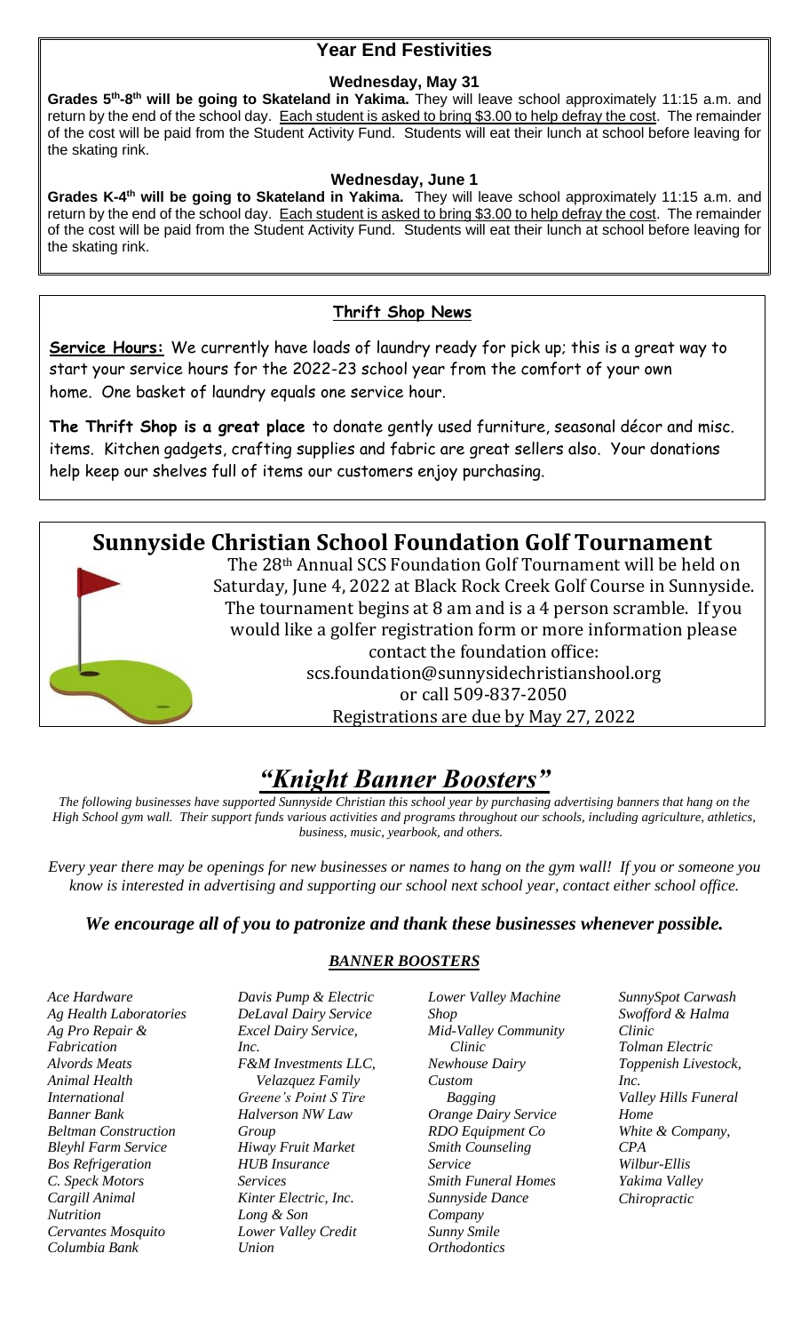## Year End Festivities

### Wednesday, May 31

**Grades 5th-8th will be going to Skateland in Yakima.** They will leave school approximately 11:15 a.m. and return by the end of the school day. Each student is asked to bring $3.00 to help defray the cost. The remainder of the cost will be paid from the Student Activity Fund. Students will eat their lunch at school before leaving for the skating rink.

### Wednesday, June 1

**Grades K-4th will be going to Skateland in Yakima.** They will leave school approximately 11:15 a.m. and return by the end of the school day. Each student is asked to bring $3.00 to help defray the cost. The remainder of the cost will be paid from the Student Activity Fund. Students will eat their lunch at school before leaving for the skating rink.

## Thrift Shop News

**Service Hours:** We currently have loads of laundry ready for pick up; this is a great way to start your service hours for the 2022-23 school year from the comfort of your own home. One basket of laundry equals one service hour.

**The Thrift Shop is a great place** to donate gently used furniture, seasonal décor and misc. items. Kitchen gadgets, crafting supplies and fabric are great sellers also. Your donations help keep our shelves full of items our customers enjoy purchasing.

## Sunnyside Christian School Foundation Golf Tournament

The 28th Annual SCS Foundation Golf Tournament will be held on Saturday, June 4, 2022 at Black Rock Creek Golf Course in Sunnyside. The tournament begins at 8 am and is a 4 person scramble. If you would like a golfer registration form or more information please contact the foundation office:
scs.foundation@sunnysidechristianshool.org
or call 509-837-2050
Registrations are due by May 27, 2022

# *"Knight Banner Boosters"*

*The following businesses have supported Sunnyside Christian this school year by purchasing advertising banners that hang on the High School gym wall. Their support funds various activities and programs throughout our schools, including agriculture, athletics, business, music, yearbook, and others.*

*Every year there may be openings for new businesses or names to hang on the gym wall! If you or someone you know is interested in advertising and supporting our school next school year, contact either school office.*

***We encourage all of you to patronize and thank these businesses whenever possible.***

### *BANNER BOOSTERS*

*Ace Hardware*
*Ag Health Laboratories*
*Ag Pro Repair & Fabrication*
*Alvords Meats*
*Animal Health International*
*Banner Bank*
*Beltman Construction*
*Bleyhl Farm Service*
*Bos Refrigeration*
*C. Speck Motors*
*Cargill Animal Nutrition*
*Cervantes Mosquito*
*Columbia Bank*
*Davis Pump & Electric*
*DeLaval Dairy Service*
*Excel Dairy Service, Inc.*
*F&M Investments LLC, Velazquez Family*
*Greene's Point S Tire*
*Halverson NW Law Group*
*Hiway Fruit Market*
*HUB Insurance Services*
*Kinter Electric, Inc.*
*Long & Son*
*Lower Valley Credit Union*
*Lower Valley Machine Shop*
*Mid-Valley Community Clinic*
*Newhouse Dairy Custom Bagging*
*Orange Dairy Service*
*RDO Equipment Co*
*Smith Counseling Service*
*Smith Funeral Homes*
*Sunnyside Dance Company*
*Sunny Smile Orthodontics*
*SunnySpot Carwash*
*Swofford & Halma Clinic*
*Tolman Electric*
*Toppenish Livestock, Inc.*
*Valley Hills Funeral Home*
*White & Company, CPA*
*Wilbur-Ellis*
*Yakima Valley Chiropractic*